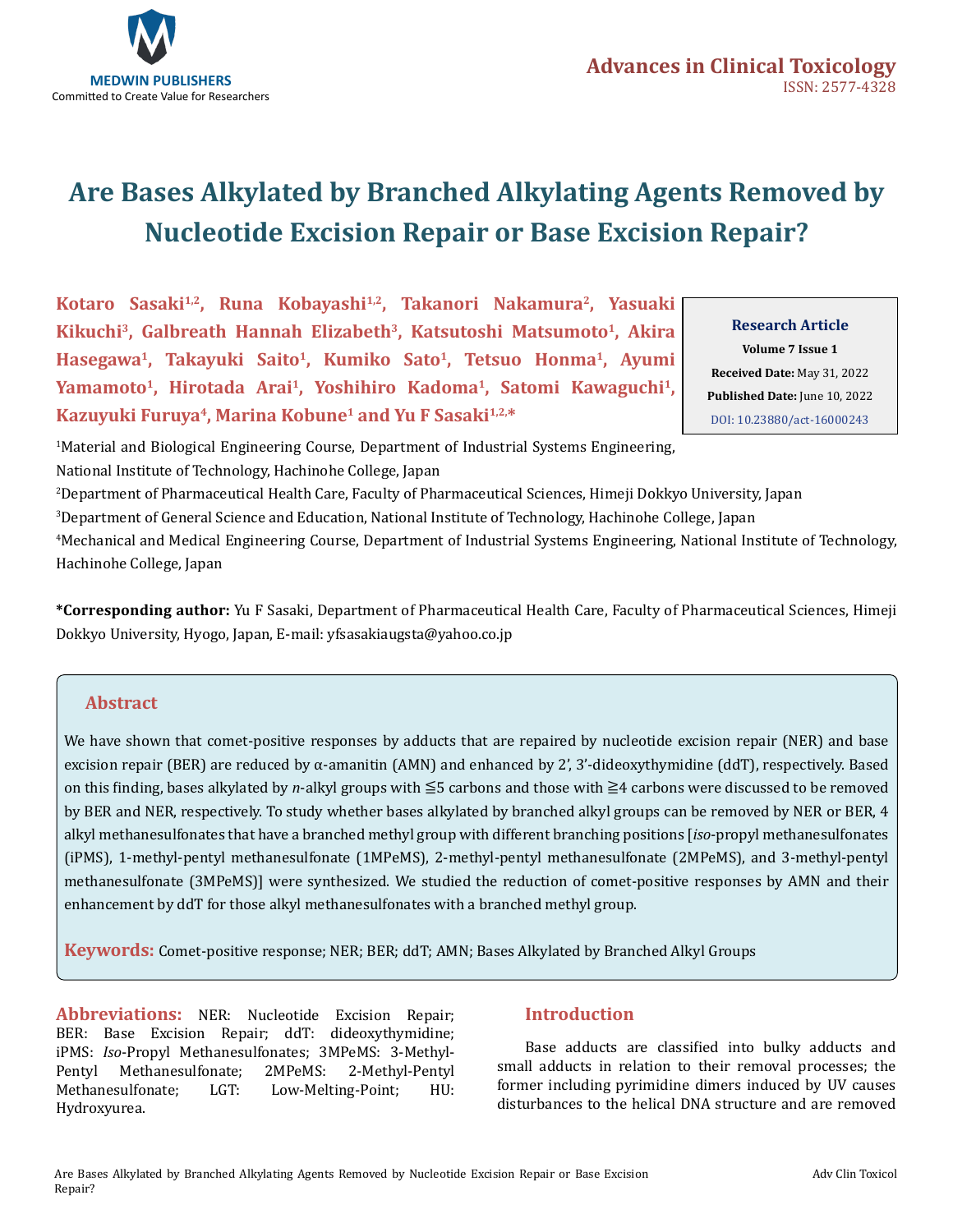Medwin Publishers
Committed to Create Value for Researchers

Advances in Clinical Toxicology
ISSN: 2577-4328

# Are Bases Alkylated by Branched Alkylating Agents Removed by Nucleotide Excision Repair or Base Excision Repair?

**Kotaro Sasaki[1,2], Runa Kobayashi[1,2], Takanori Nakamura[2], Yasuaki Kikuchi[3], Galbreath Hannah Elizabeth[3], Katsutoshi Matsumoto[1], Akira Hasegawa[1], Takayuki Saito[1], Kumiko Sato[1], Tetsuo Honma[1], Ayumi Yamamoto[1], Hirotada Arai[1], Yoshihiro Kadoma[1], Satomi Kawaguchi[1], Kazuyuki Furuya[4], Marina Kobune[1] and Yu F Sasaki[1,2,*]**

[1]Material and Biological Engineering Course, Department of Industrial Systems Engineering, National Institute of Technology, Hachinohe College, Japan

[2]Department of Pharmaceutical Health Care, Faculty of Pharmaceutical Sciences, Himeji Dokkyo University, Japan

[3]Department of General Science and Education, National Institute of Technology, Hachinohe College, Japan

[4]Mechanical and Medical Engineering Course, Department of Industrial Systems Engineering, National Institute of Technology, Hachinohe College, Japan

**Research Article**
**Volume 7 Issue 1**
**Received Date:** May 31, 2022
**Published Date:** June 10, 2022
DOI: 10.23880/act-16000243

***Corresponding author:** Yu F Sasaki, Department of Pharmaceutical Health Care, Faculty of Pharmaceutical Sciences, Himeji Dokkyo University, Hyogo, Japan, E-mail: yfsasakiaugsta@yahoo.co.jp

## Abstract

We have shown that comet-positive responses by adducts that are repaired by nucleotide excision repair (NER) and base excision repair (BER) are reduced by α-amanitin (AMN) and enhanced by 2', 3'-dideoxythymidine (ddT), respectively. Based on this finding, bases alkylated by *n*-alkyl groups with ≦5 carbons and those with ≧4 carbons were discussed to be removed by BER and NER, respectively. To study whether bases alkylated by branched alkyl groups can be removed by NER or BER, 4 alkyl methanesulfonates that have a branched methyl group with different branching positions [*iso*-propyl methanesulfonates (iPMS), 1-methyl-pentyl methanesulfonate (1MPeMS), 2-methyl-pentyl methanesulfonate (2MPeMS), and 3-methyl-pentyl methanesulfonate (3MPeMS)] were synthesized. We studied the reduction of comet-positive responses by AMN and their enhancement by ddT for those alkyl methanesulfonates with a branched methyl group.

**Keywords:** Comet-positive response; NER; BER; ddT; AMN; Bases Alkylated by Branched Alkyl Groups

**Abbreviations:** NER: Nucleotide Excision Repair; BER: Base Excision Repair; ddT: dideoxythymidine; iPMS: *Iso*-Propyl Methanesulfonates; 3MPeMS: 3-Methyl-Pentyl Methanesulfonate; 2MPeMS: 2-Methyl-Pentyl Methanesulfonate; LGT: Low-Melting-Point; HU: Hydroxyurea.

## Introduction

Base adducts are classified into bulky adducts and small adducts in relation to their removal processes; the former including pyrimidine dimers induced by UV causes disturbances to the helical DNA structure and are removed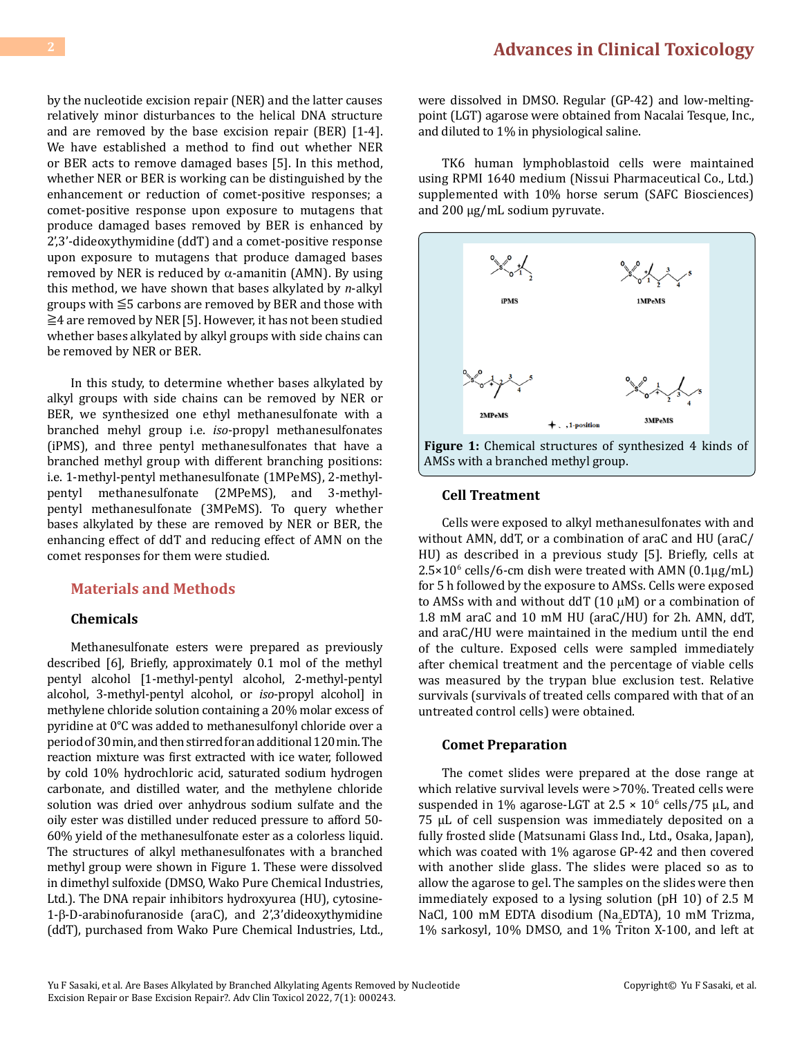by the nucleotide excision repair (NER) and the latter causes relatively minor disturbances to the helical DNA structure and are removed by the base excision repair (BER) [1-4]. We have established a method to find out whether NER or BER acts to remove damaged bases [5]. In this method, whether NER or BER is working can be distinguished by the enhancement or reduction of comet-positive responses; a comet-positive response upon exposure to mutagens that produce damaged bases removed by BER is enhanced by 2',3'-dideoxythymidine (ddT) and a comet-positive response upon exposure to mutagens that produce damaged bases removed by NER is reduced by α-amanitin (AMN). By using this method, we have shown that bases alkylated by *n*-alkyl groups with ≦5 carbons are removed by BER and those with ≧4 are removed by NER [5]. However, it has not been studied whether bases alkylated by alkyl groups with side chains can be removed by NER or BER.

In this study, to determine whether bases alkylated by alkyl groups with side chains can be removed by NER or BER, we synthesized one ethyl methanesulfonate with a branched mehyl group i.e. *iso*-propyl methanesulfonates (iPMS), and three pentyl methanesulfonates that have a branched methyl group with different branching positions: i.e. 1-methyl-pentyl methanesulfonate (1MPeMS), 2-methyl-pentyl methanesulfonate (2MPeMS), and 3-methyl-pentyl methanesulfonate (3MPeMS). To query whether bases alkylated by these are removed by NER or BER, the enhancing effect of ddT and reducing effect of AMN on the comet responses for them were studied.

## Materials and Methods

### Chemicals

Methanesulfonate esters were prepared as previously described [6], Briefly, approximately 0.1 mol of the methyl pentyl alcohol [1-methyl-pentyl alcohol, 2-methyl-pentyl alcohol, 3-methyl-pentyl alcohol, or *iso*-propyl alcohol] in methylene chloride solution containing a 20% molar excess of pyridine at 0°C was added to methanesulfonyl chloride over a period of 30 min, and then stirred for an additional 120 min. The reaction mixture was first extracted with ice water, followed by cold 10% hydrochloric acid, saturated sodium hydrogen carbonate, and distilled water, and the methylene chloride solution was dried over anhydrous sodium sulfate and the oily ester was distilled under reduced pressure to afford 50-60% yield of the methanesulfonate ester as a colorless liquid. The structures of alkyl methanesulfonates with a branched methyl group were shown in Figure 1. These were dissolved in dimethyl sulfoxide (DMSO, Wako Pure Chemical Industries, Ltd.). The DNA repair inhibitors hydroxyurea (HU), cytosine-1-β-D-arabinofuranoside (araC), and 2',3'dideoxythymidine (ddT), purchased from Wako Pure Chemical Industries, Ltd., were dissolved in DMSO. Regular (GP-42) and low-melting-point (LGT) agarose were obtained from Nacalai Tesque, Inc., and diluted to 1% in physiological saline.

TK6 human lymphoblastoid cells were maintained using RPMI 1640 medium (Nissui Pharmaceutical Co., Ltd.) supplemented with 10% horse serum (SAFC Biosciences) and 200 μg/mL sodium pyruvate.

**Figure 1:** Chemical structures of synthesized 4 kinds of AMSs with a branched methyl group.

### Cell Treatment

Cells were exposed to alkyl methanesulfonates with and without AMN, ddT, or a combination of araC and HU (araC/HU) as described in a previous study [5]. Briefly, cells at $2.5 \times 10^6$ cells/6-cm dish were treated with AMN (0.1μg/mL) for 5 h followed by the exposure to AMSs. Cells were exposed to AMSs with and without ddT (10 μM) or a combination of 1.8 mM araC and 10 mM HU (araC/HU) for 2h. AMN, ddT, and araC/HU were maintained in the medium until the end of the culture. Exposed cells were sampled immediately after chemical treatment and the percentage of viable cells was measured by the trypan blue exclusion test. Relative survivals (survivals of treated cells compared with that of an untreated control cells) were obtained.

### Comet Preparation

The comet slides were prepared at the dose range at which relative survival levels were >70%. Treated cells were suspended in 1% agarose-LGT at $2.5 \times 10^6$ cells/75 μL, and 75 μL of cell suspension was immediately deposited on a fully frosted slide (Matsunami Glass Ind., Ltd., Osaka, Japan), which was coated with 1% agarose GP-42 and then covered with another slide glass. The slides were placed so as to allow the agarose to gel. The samples on the slides were then immediately exposed to a lysing solution (pH 10) of 2.5 M NaCl, 100 mM EDTA disodium ($Na_2EDTA$), 10 mM Trizma, 1% sarkosyl, 10% DMSO, and 1% Triton X-100, and left at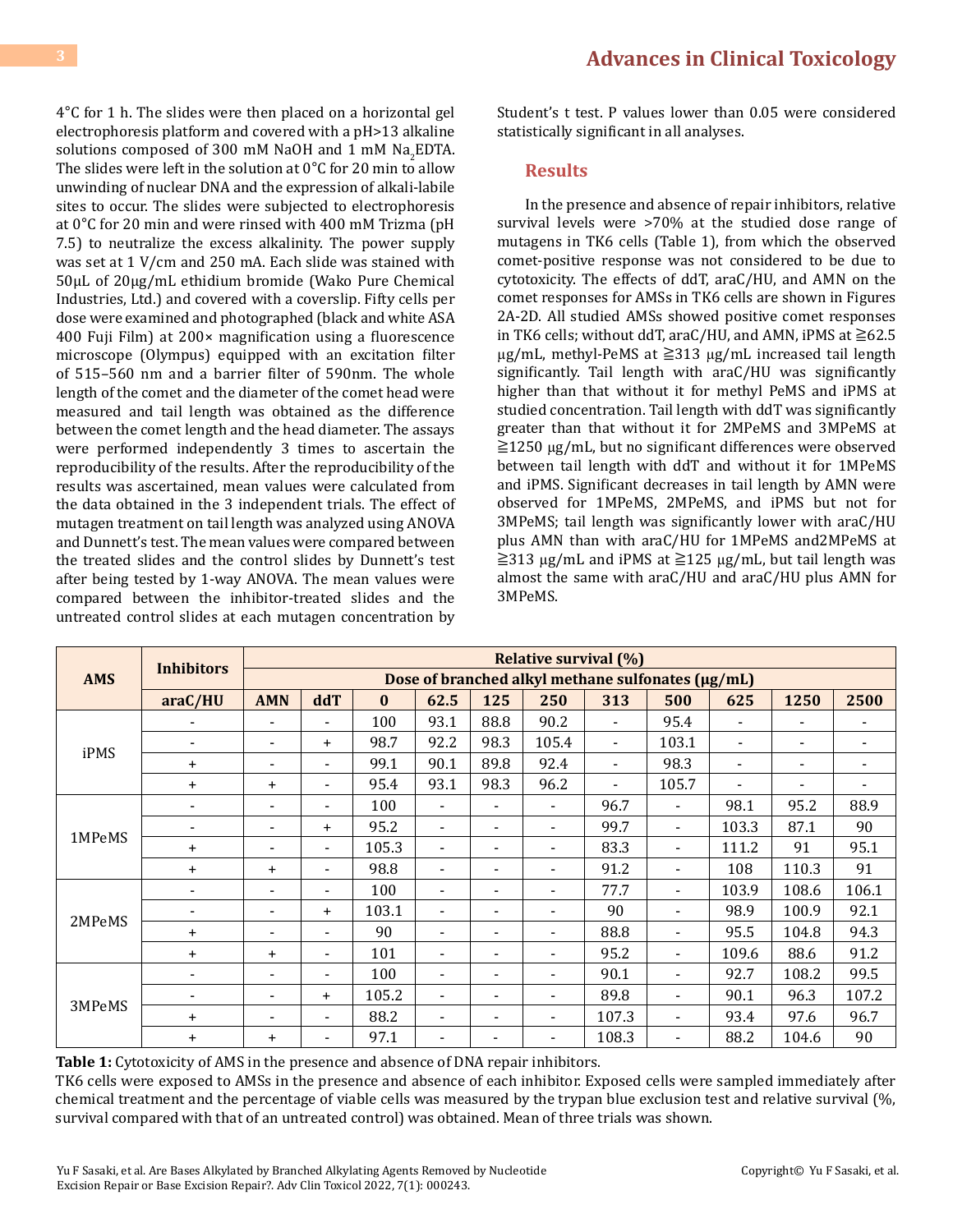4°C for 1 h. The slides were then placed on a horizontal gel electrophoresis platform and covered with a pH>13 alkaline solutions composed of 300 mM NaOH and 1 mM $Na_2$EDTA. The slides were left in the solution at 0°C for 20 min to allow unwinding of nuclear DNA and the expression of alkali-labile sites to occur. The slides were subjected to electrophoresis at 0°C for 20 min and were rinsed with 400 mM Trizma (pH 7.5) to neutralize the excess alkalinity. The power supply was set at 1 V/cm and 250 mA. Each slide was stained with 50μL of 20μg/mL ethidium bromide (Wako Pure Chemical Industries, Ltd.) and covered with a coverslip. Fifty cells per dose were examined and photographed (black and white ASA 400 Fuji Film) at 200× magnification using a fluorescence microscope (Olympus) equipped with an excitation filter of 515–560 nm and a barrier filter of 590nm. The whole length of the comet and the diameter of the comet head were measured and tail length was obtained as the difference between the comet length and the head diameter. The assays were performed independently 3 times to ascertain the reproducibility of the results. After the reproducibility of the results was ascertained, mean values were calculated from the data obtained in the 3 independent trials. The effect of mutagen treatment on tail length was analyzed using ANOVA and Dunnett's test. The mean values were compared between the treated slides and the control slides by Dunnett's test after being tested by 1-way ANOVA. The mean values were compared between the inhibitor-treated slides and the untreated control slides at each mutagen concentration by Student's t test. P values lower than 0.05 were considered statistically significant in all analyses.

## Results

In the presence and absence of repair inhibitors, relative survival levels were >70% at the studied dose range of mutagens in TK6 cells (Table 1), from which the observed comet-positive response was not considered to be due to cytotoxicity. The effects of ddT, araC/HU, and AMN on the comet responses for AMSs in TK6 cells are shown in Figures 2A-2D. All studied AMSs showed positive comet responses in TK6 cells; without ddT, araC/HU, and AMN, iPMS at ≧62.5 μg/mL, methyl-PeMS at ≧313 μg/mL increased tail length significantly. Tail length with araC/HU was significantly higher than that without it for methyl PeMS and iPMS at studied concentration. Tail length with ddT was significantly greater than that without it for 2MPeMS and 3MPeMS at ≧1250 μg/mL, but no significant differences were observed between tail length with ddT and without it for 1MPeMS and iPMS. Significant decreases in tail length by AMN were observed for 1MPeMS, 2MPeMS, and iPMS but not for 3MPeMS; tail length was significantly lower with araC/HU plus AMN than with araC/HU for 1MPeMS and2MPeMS at ≧313 μg/mL and iPMS at ≧125 μg/mL, but tail length was almost the same with araC/HU and araC/HU plus AMN for 3MPeMS.

| AMS | Inhibitors | | | Relative survival (%) | | | | | | | | |
|---|---|---|---|---|---|---|---|---|---|---|---|---|
| | | | | Dose of branched alkyl methane sulfonates (μg/mL) | | | | | | | | |
| | araC/HU | AMN | ddT | 0 | 62.5 | 125 | 250 | 313 | 500 | 625 | 1250 | 2500 |
| iPMS | - | - | - | 100 | 93.1 | 88.8 | 90.2 | - | 95.4 | - | - | - |
| | - | - | + | 98.7 | 92.2 | 98.3 | 105.4 | - | 103.1 | - | - | - |
| | + | - | - | 99.1 | 90.1 | 89.8 | 92.4 | - | 98.3 | - | - | - |
| | + | + | - | 95.4 | 93.1 | 98.3 | 96.2 | - | 105.7 | - | - | - |
| 1MPeMS | - | - | - | 100 | - | - | - | 96.7 | - | 98.1 | 95.2 | 88.9 |
| | - | - | + | 95.2 | - | - | - | 99.7 | - | 103.3 | 87.1 | 90 |
| | + | - | - | 105.3 | - | - | - | 83.3 | - | 111.2 | 91 | 95.1 |
| | + | + | - | 98.8 | - | - | - | 91.2 | - | 108 | 110.3 | 91 |
| 2MPeMS | - | - | - | 100 | - | - | - | 77.7 | - | 103.9 | 108.6 | 106.1 |
| | - | - | + | 103.1 | - | - | - | 90 | - | 98.9 | 100.9 | 92.1 |
| | + | - | - | 90 | - | - | - | 88.8 | - | 95.5 | 104.8 | 94.3 |
| | + | + | - | 101 | - | - | - | 95.2 | - | 109.6 | 88.6 | 91.2 |
| 3MPeMS | - | - | - | 100 | - | - | - | 90.1 | - | 92.7 | 108.2 | 99.5 |
| | - | - | + | 105.2 | - | - | - | 89.8 | - | 90.1 | 96.3 | 107.2 |
| | + | - | - | 88.2 | - | - | - | 107.3 | - | 93.4 | 97.6 | 96.7 |
| | + | + | - | 97.1 | - | - | - | 108.3 | - | 88.2 | 104.6 | 90 |

**Table 1:** Cytotoxicity of AMS in the presence and absence of DNA repair inhibitors.

TK6 cells were exposed to AMSs in the presence and absence of each inhibitor. Exposed cells were sampled immediately after chemical treatment and the percentage of viable cells was measured by the trypan blue exclusion test and relative survival (%, survival compared with that of an untreated control) was obtained. Mean of three trials was shown.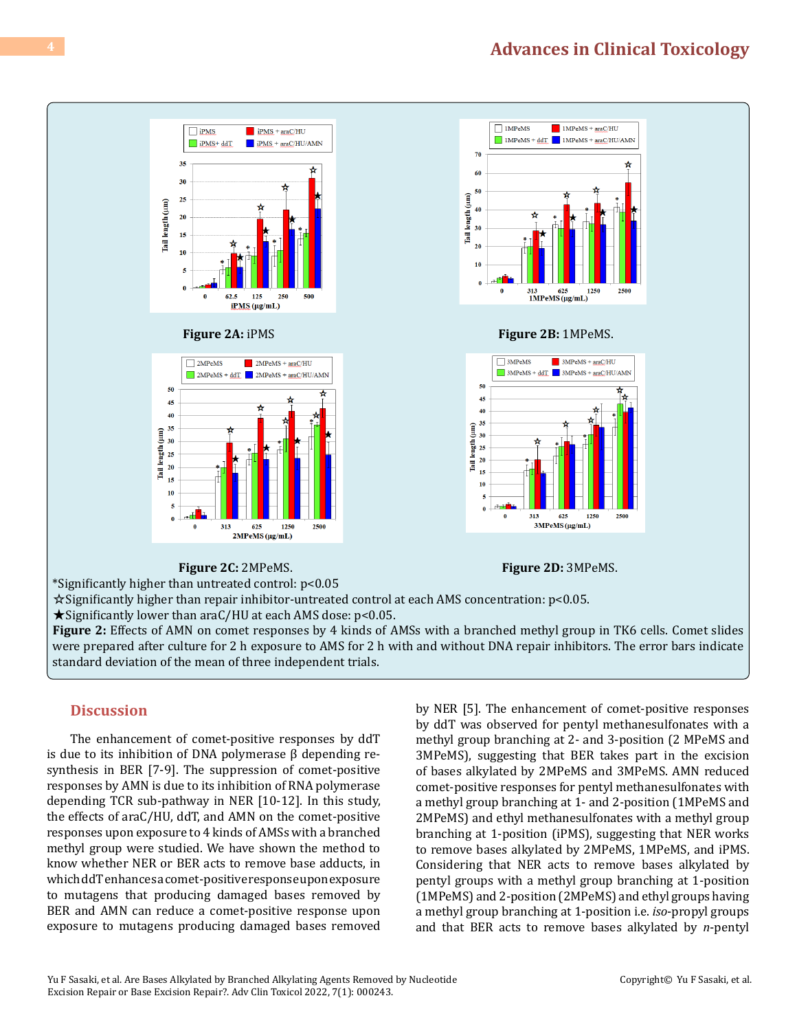**Figure 2A:** iPMS

**Figure 2B:** 1MPeMS.

**Figure 2C:** 2MPeMS.

**Figure 2D:** 3MPeMS.

*Significantly higher than untreated control: $p<0.05$

☆Significantly higher than repair inhibitor-untreated control at each AMS concentration: $p<0.05$.

★Significantly lower than araC/HU at each AMS dose: $p<0.05$.

**Figure 2:** Effects of AMN on comet responses by 4 kinds of AMSs with a branched methyl group in TK6 cells. Comet slides were prepared after culture for 2 h exposure to AMS for 2 h with and without DNA repair inhibitors. The error bars indicate standard deviation of the mean of three independent trials.

## Discussion

The enhancement of comet-positive responses by ddT is due to its inhibition of DNA polymerase β depending re-synthesis in BER [7-9]. The suppression of comet-positive responses by AMN is due to its inhibition of RNA polymerase depending TCR sub-pathway in NER [10-12]. In this study, the effects of araC/HU, ddT, and AMN on the comet-positive responses upon exposure to 4 kinds of AMSs with a branched methyl group were studied. We have shown the method to know whether NER or BER acts to remove base adducts, in which ddT enhances a comet-positive response upon exposure to mutagens that producing damaged bases removed by BER and AMN can reduce a comet-positive response upon exposure to mutagens producing damaged bases removed by NER [5]. The enhancement of comet-positive responses by ddT was observed for pentyl methanesulfonates with a methyl group branching at 2- and 3-position (2 MPeMS and 3MPeMS), suggesting that BER takes part in the excision of bases alkylated by 2MPeMS and 3MPeMS. AMN reduced comet-positive responses for pentyl methanesulfonates with a methyl group branching at 1- and 2-position (1MPeMS and 2MPeMS) and ethyl methanesulfonates with a methyl group branching at 1-position (iPMS), suggesting that NER works to remove bases alkylated by 2MPeMS, 1MPeMS, and iPMS. Considering that NER acts to remove bases alkylated by pentyl groups with a methyl group branching at 1-position (1MPeMS) and 2-position (2MPeMS) and ethyl groups having a methyl group branching at 1-position i.e. *iso*-propyl groups and that BER acts to remove bases alkylated by *n*-pentyl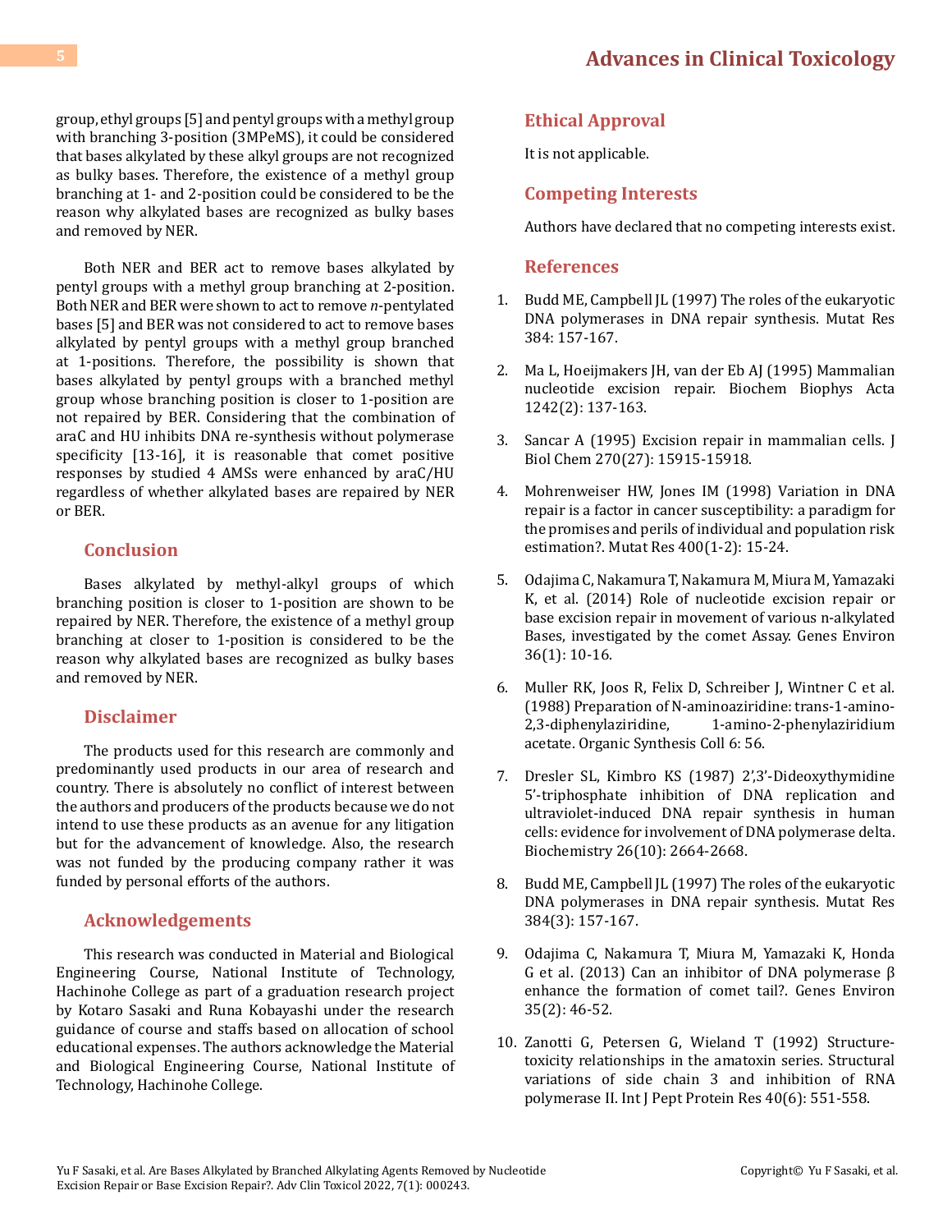group, ethyl groups [5] and pentyl groups with a methyl group with branching 3-position (3MPeMS), it could be considered that bases alkylated by these alkyl groups are not recognized as bulky bases. Therefore, the existence of a methyl group branching at 1- and 2-position could be considered to be the reason why alkylated bases are recognized as bulky bases and removed by NER.

Both NER and BER act to remove bases alkylated by pentyl groups with a methyl group branching at 2-position. Both NER and BER were shown to act to remove *n*-pentylated bases [5] and BER was not considered to act to remove bases alkylated by pentyl groups with a methyl group branched at 1-positions. Therefore, the possibility is shown that bases alkylated by pentyl groups with a branched methyl group whose branching position is closer to 1-position are not repaired by BER. Considering that the combination of araC and HU inhibits DNA re-synthesis without polymerase specificity [13-16], it is reasonable that comet positive responses by studied 4 AMSs were enhanced by araC/HU regardless of whether alkylated bases are repaired by NER or BER.

## Conclusion

Bases alkylated by methyl-alkyl groups of which branching position is closer to 1-position are shown to be repaired by NER. Therefore, the existence of a methyl group branching at closer to 1-position is considered to be the reason why alkylated bases are recognized as bulky bases and removed by NER.

## Disclaimer

The products used for this research are commonly and predominantly used products in our area of research and country. There is absolutely no conflict of interest between the authors and producers of the products because we do not intend to use these products as an avenue for any litigation but for the advancement of knowledge. Also, the research was not funded by the producing company rather it was funded by personal efforts of the authors.

## Acknowledgements

This research was conducted in Material and Biological Engineering Course, National Institute of Technology, Hachinohe College as part of a graduation research project by Kotaro Sasaki and Runa Kobayashi under the research guidance of course and staffs based on allocation of school educational expenses. The authors acknowledge the Material and Biological Engineering Course, National Institute of Technology, Hachinohe College.

## Ethical Approval

It is not applicable.

## Competing Interests

Authors have declared that no competing interests exist.

## References

1. Budd ME, Campbell JL (1997) The roles of the eukaryotic DNA polymerases in DNA repair synthesis. Mutat Res 384: 157-167.
2. Ma L, Hoeijmakers JH, van der Eb AJ (1995) Mammalian nucleotide excision repair. Biochem Biophys Acta 1242(2): 137-163.
3. Sancar A (1995) Excision repair in mammalian cells. J Biol Chem 270(27): 15915-15918.
4. Mohrenweiser HW, Jones IM (1998) Variation in DNA repair is a factor in cancer susceptibility: a paradigm for the promises and perils of individual and population risk estimation?. Mutat Res 400(1-2): 15-24.
5. Odajima C, Nakamura T, Nakamura M, Miura M, Yamazaki K, et al. (2014) Role of nucleotide excision repair or base excision repair in movement of various n-alkylated Bases, investigated by the comet Assay. Genes Environ 36(1): 10-16.
6. Muller RK, Joos R, Felix D, Schreiber J, Wintner C et al. (1988) Preparation of N-aminoaziridine: trans-1-amino-2,3-diphenylaziridine, 1-amino-2-phenylaziridium acetate. Organic Synthesis Coll 6: 56.
7. Dresler SL, Kimbro KS (1987) 2',3'-Dideoxythymidine 5'-triphosphate inhibition of DNA replication and ultraviolet-induced DNA repair synthesis in human cells: evidence for involvement of DNA polymerase delta. Biochemistry 26(10): 2664-2668.
8. Budd ME, Campbell JL (1997) The roles of the eukaryotic DNA polymerases in DNA repair synthesis. Mutat Res 384(3): 157-167.
9. Odajima C, Nakamura T, Miura M, Yamazaki K, Honda G et al. (2013) Can an inhibitor of DNA polymerase β enhance the formation of comet tail?. Genes Environ 35(2): 46-52.
10. Zanotti G, Petersen G, Wieland T (1992) Structure-toxicity relationships in the amatoxin series. Structural variations of side chain 3 and inhibition of RNA polymerase II. Int J Pept Protein Res 40(6): 551-558.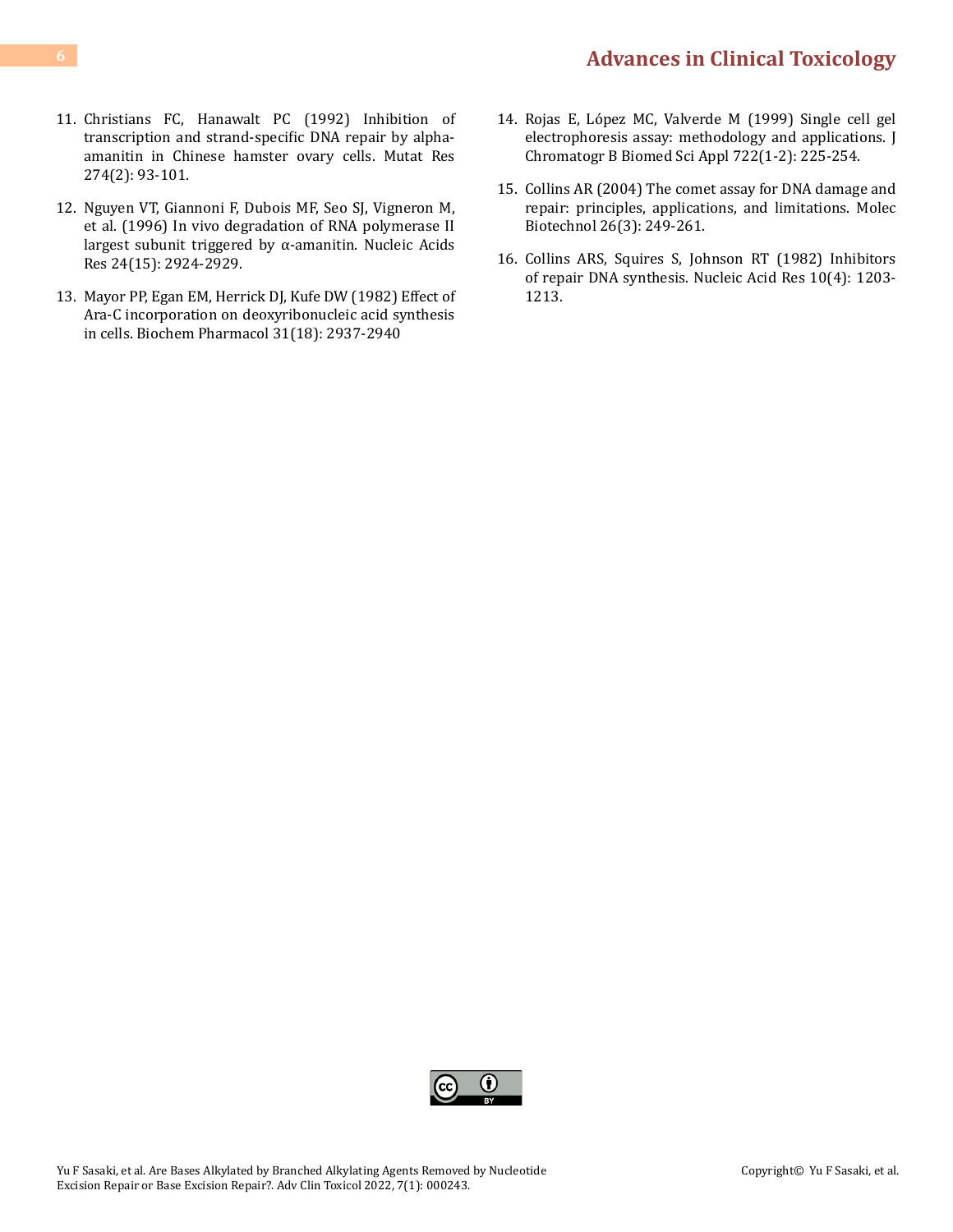11. Christians FC, Hanawalt PC (1992) Inhibition of transcription and strand-specific DNA repair by alpha-amanitin in Chinese hamster ovary cells. Mutat Res 274(2): 93-101.

12. Nguyen VT, Giannoni F, Dubois MF, Seo SJ, Vigneron M, et al. (1996) In vivo degradation of RNA polymerase II largest subunit triggered by α-amanitin. Nucleic Acids Res 24(15): 2924-2929.

13. Mayor PP, Egan EM, Herrick DJ, Kufe DW (1982) Effect of Ara-C incorporation on deoxyribonucleic acid synthesis in cells. Biochem Pharmacol 31(18): 2937-2940

14. Rojas E, López MC, Valverde M (1999) Single cell gel electrophoresis assay: methodology and applications. J Chromatogr B Biomed Sci Appl 722(1-2): 225-254.

15. Collins AR (2004) The comet assay for DNA damage and repair: principles, applications, and limitations. Molec Biotechnol 26(3): 249-261.

16. Collins ARS, Squires S, Johnson RT (1982) Inhibitors of repair DNA synthesis. Nucleic Acid Res 10(4): 1203-1213.